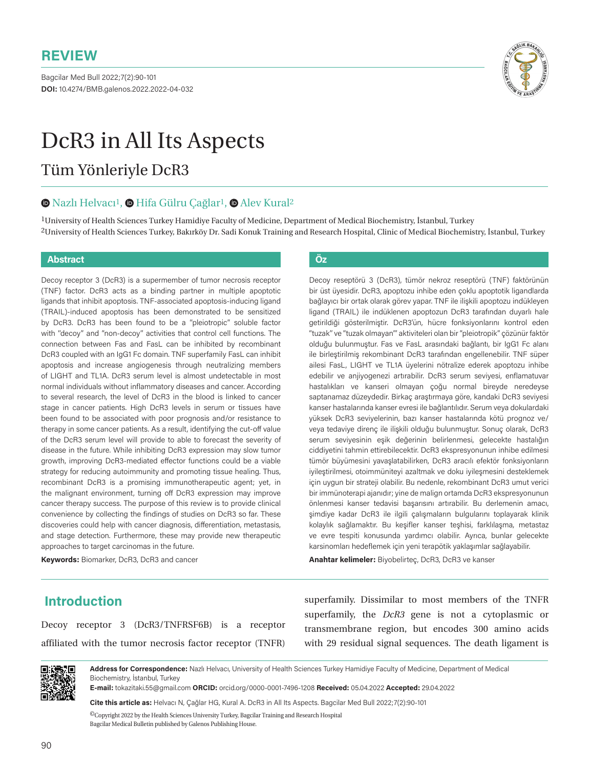REVIEW

**DOI:** 10.4274/BMB.galenos.2022.2022-04-032

# DcR3 in All Its Aspects

## Tüm Yönleriyle DcR3

Nazlı Helvacı[1], Hifa Gülru Çağlar[1], Alev Kural[2]

[1]University of Health Sciences Turkey Hamidiye Faculty of Medicine, Department of Medical Biochemistry, İstanbul, Turkey
[2]University of Health Sciences Turkey, Bakırköy Dr. Sadi Konuk Training and Research Hospital, Clinic of Medical Biochemistry, İstanbul, Turkey

### Abstract

Decoy receptor 3 (DcR3) is a supermember of tumor necrosis receptor (TNF) factor. DcR3 acts as a binding partner in multiple apoptotic ligands that inhibit apoptosis. TNF-associated apoptosis-inducing ligand (TRAIL)-induced apoptosis has been demonstrated to be sensitized by DcR3. DcR3 has been found to be a "pleiotropic" soluble factor with "decoy" and "non-decoy" activities that control cell functions. The connection between Fas and FasL can be inhibited by recombinant DcR3 coupled with an IgG1 Fc domain. TNF superfamily FasL can inhibit apoptosis and increase angiogenesis through neutralizing members of LIGHT and TL1A. DcR3 serum level is almost undetectable in most normal individuals without inflammatory diseases and cancer. According to several research, the level of DcR3 in the blood is linked to cancer stage in cancer patients. High DcR3 levels in serum or tissues have been found to be associated with poor prognosis and/or resistance to therapy in some cancer patients. As a result, identifying the cut-off value of the DcR3 serum level will provide to able to forecast the severity of disease in the future. While inhibiting DcR3 expression may slow tumor growth, improving DcR3-mediated effector functions could be a viable strategy for reducing autoimmunity and promoting tissue healing. Thus, recombinant DcR3 is a promising immunotherapeutic agent; yet, in the malignant environment, turning off DcR3 expression may improve cancer therapy success. The purpose of this review is to provide clinical convenience by collecting the findings of studies on DcR3 so far. These discoveries could help with cancer diagnosis, differentiation, metastasis, and stage detection. Furthermore, these may provide new therapeutic approaches to target carcinomas in the future.

**Keywords:** Biomarker, DcR3, DcR3 and cancer

### Öz

Decoy reseptörü 3 (DcR3), tümör nekroz reseptörü (TNF) faktörünün bir üst üyesidir. DcR3, apoptozu inhibe eden çoklu apoptotik ligandlarda bağlayıcı bir ortak olarak görev yapar. TNF ile ilişkili apoptozu indükleyen ligand (TRAIL) ile indüklenen apoptozun DcR3 tarafından duyarlı hale getirildiği gösterilmiştir. DcR3'ün, hücre fonksiyonlarını kontrol eden "tuzak" ve "tuzak olmayan" aktiviteleri olan bir "pleiotropik" çözünür faktör olduğu bulunmuştur. Fas ve FasL arasındaki bağlantı, bir IgG1 Fc alanı ile birleştirilmiş rekombinant DcR3 tarafından engellenebilir. TNF süper ailesi FasL, LIGHT ve TL1A üyelerini nötralize ederek apoptozu inhibe edebilir ve anjiyogenezi artırabilir. DcR3 serum seviyesi, enflamatuvar hastalıkları ve kanseri olmayan çoğu normal bireyde neredeyse saptanamaz düzeydedir. Birkaç araştırmaya göre, kandaki DcR3 seviyesi kanser hastalarında kanser evresi ile bağlantılıdır. Serum veya dokulardaki yüksek DcR3 seviyelerinin, bazı kanser hastalarında kötü prognoz ve/veya tedaviye direnç ile ilişkili olduğu bulunmuştur. Sonuç olarak, DcR3 serum seviyesinin eşik değerinin belirlenmesi, gelecekte hastalığın ciddiyetini tahmin ettirebilecektir. DcR3 ekspresyonunun inhibe edilmesi tümör büyümesini yavaşlatabilirken, DcR3 aracılı efektör fonksiyonların iyileştirilmesi, otoimmüniteyi azaltmak ve doku iyileşmesini desteklemek için uygun bir strateji olabilir. Bu nedenle, rekombinant DcR3 umut verici bir immünoterapi ajanıdır; yine de malign ortamda DcR3 ekspresyonunun önlenmesi kanser tedavisi başarısını artırabilir. Bu derlemenin amacı, şimdiye kadar DcR3 ile ilgili çalışmaların bulgularını toplayarak klinik kolaylık sağlamaktır. Bu keşifler kanser teşhisi, farklılaşma, metastaz ve evre tespiti konusunda yardımcı olabilir. Ayrıca, bunlar gelecekte karsinomları hedeflemek için yeni terapötik yaklaşımlar sağlayabilir.

**Anahtar kelimeler:** Biyobelirteç, DcR3, DcR3 ve kanser

## Introduction

Decoy receptor 3 (DcR3/TNFRSF6B) is a receptor affiliated with the tumor necrosis factor receptor (TNFR) superfamily. Dissimilar to most members of the TNFR superfamily, the *DcR3* gene is not a cytoplasmic or transmembrane region, but encodes 300 amino acids with 29 residual signal sequences. The death ligament is

**Address for Correspondence:** Nazlı Helvacı, University of Health Sciences Turkey Hamidiye Faculty of Medicine, Department of Medical Biochemistry, İstanbul, Turkey
**E-mail:** tokazitaki.55@gmail.com **ORCID:** orcid.org/0000-0001-7496-1208 **Received:** 05.04.2022 **Accepted:** 29.04.2022

**Cite this article as:** Helvacı N, Çağlar HG, Kural A. DcR3 in All Its Aspects. Bagcilar Med Bull 2022;7(2):90-101

©Copyright 2022 by the Health Sciences University Turkey, Bagcilar Training and Research Hospital
Bagcilar Medical Bulletin published by Galenos Publishing House.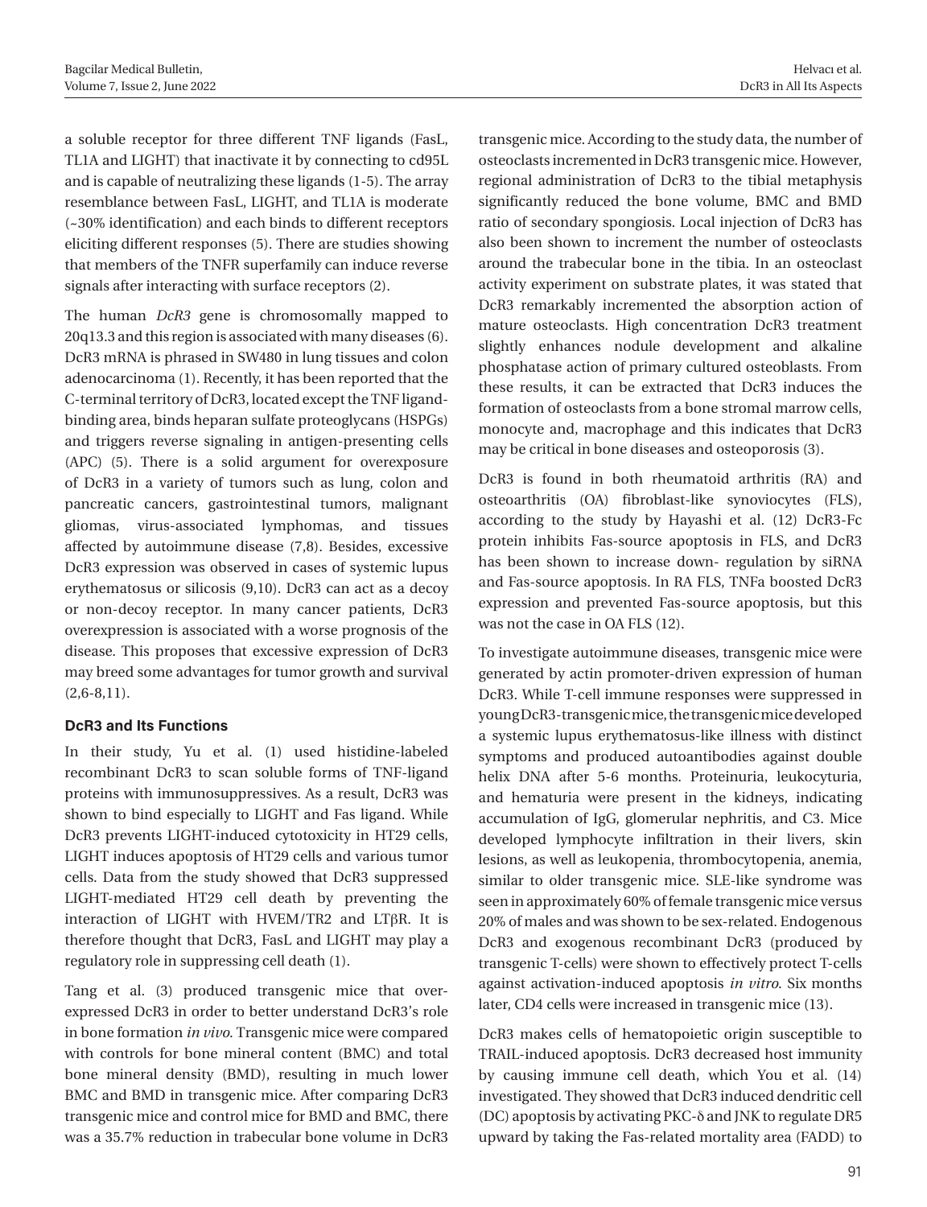a soluble receptor for three different TNF ligands (FasL, TL1A and LIGHT) that inactivate it by connecting to cd95L and is capable of neutralizing these ligands (1-5). The array resemblance between FasL, LIGHT, and TL1A is moderate (~30% identification) and each binds to different receptors eliciting different responses (5). There are studies showing that members of the TNFR superfamily can induce reverse signals after interacting with surface receptors (2).

The human *DcR3* gene is chromosomally mapped to 20q13.3 and this region is associated with many diseases (6). DcR3 mRNA is phrased in SW480 in lung tissues and colon adenocarcinoma (1). Recently, it has been reported that the C-terminal territory of DcR3, located except the TNF ligand-binding area, binds heparan sulfate proteoglycans (HSPGs) and triggers reverse signaling in antigen-presenting cells (APC) (5). There is a solid argument for overexposure of DcR3 in a variety of tumors such as lung, colon and pancreatic cancers, gastrointestinal tumors, malignant gliomas, virus-associated lymphomas, and tissues affected by autoimmune disease (7,8). Besides, excessive DcR3 expression was observed in cases of systemic lupus erythematosus or silicosis (9,10). DcR3 can act as a decoy or non-decoy receptor. In many cancer patients, DcR3 overexpression is associated with a worse prognosis of the disease. This proposes that excessive expression of DcR3 may breed some advantages for tumor growth and survival (2,6-8,11).

### DcR3 and Its Functions

In their study, Yu et al. (1) used histidine-labeled recombinant DcR3 to scan soluble forms of TNF-ligand proteins with immunosuppressives. As a result, DcR3 was shown to bind especially to LIGHT and Fas ligand. While DcR3 prevents LIGHT-induced cytotoxicity in HT29 cells, LIGHT induces apoptosis of HT29 cells and various tumor cells. Data from the study showed that DcR3 suppressed LIGHT-mediated HT29 cell death by preventing the interaction of LIGHT with HVEM/TR2 and LTβR. It is therefore thought that DcR3, FasL and LIGHT may play a regulatory role in suppressing cell death (1).

Tang et al. (3) produced transgenic mice that over-expressed DcR3 in order to better understand DcR3's role in bone formation *in vivo*. Transgenic mice were compared with controls for bone mineral content (BMC) and total bone mineral density (BMD), resulting in much lower BMC and BMD in transgenic mice. After comparing DcR3 transgenic mice and control mice for BMD and BMC, there was a 35.7% reduction in trabecular bone volume in DcR3 transgenic mice. According to the study data, the number of osteoclasts incremented in DcR3 transgenic mice. However, regional administration of DcR3 to the tibial metaphysis significantly reduced the bone volume, BMC and BMD ratio of secondary spongiosis. Local injection of DcR3 has also been shown to increment the number of osteoclasts around the trabecular bone in the tibia. In an osteoclast activity experiment on substrate plates, it was stated that DcR3 remarkably incremented the absorption action of mature osteoclasts. High concentration DcR3 treatment slightly enhances nodule development and alkaline phosphatase action of primary cultured osteoblasts. From these results, it can be extracted that DcR3 induces the formation of osteoclasts from a bone stromal marrow cells, monocyte and, macrophage and this indicates that DcR3 may be critical in bone diseases and osteoporosis (3).

DcR3 is found in both rheumatoid arthritis (RA) and osteoarthritis (OA) fibroblast-like synoviocytes (FLS), according to the study by Hayashi et al. (12) DcR3-Fc protein inhibits Fas-source apoptosis in FLS, and DcR3 has been shown to increase down- regulation by siRNA and Fas-source apoptosis. In RA FLS, TNFa boosted DcR3 expression and prevented Fas-source apoptosis, but this was not the case in OA FLS (12).

To investigate autoimmune diseases, transgenic mice were generated by actin promoter-driven expression of human DcR3. While T-cell immune responses were suppressed in young DcR3-transgenic mice, the transgenic mice developed a systemic lupus erythematosus-like illness with distinct symptoms and produced autoantibodies against double helix DNA after 5-6 months. Proteinuria, leukocyturia, and hematuria were present in the kidneys, indicating accumulation of IgG, glomerular nephritis, and C3. Mice developed lymphocyte infiltration in their livers, skin lesions, as well as leukopenia, thrombocytopenia, anemia, similar to older transgenic mice. SLE-like syndrome was seen in approximately 60% of female transgenic mice versus 20% of males and was shown to be sex-related. Endogenous DcR3 and exogenous recombinant DcR3 (produced by transgenic T-cells) were shown to effectively protect T-cells against activation-induced apoptosis *in vitro*. Six months later, CD4 cells were increased in transgenic mice (13).

DcR3 makes cells of hematopoietic origin susceptible to TRAIL-induced apoptosis. DcR3 decreased host immunity by causing immune cell death, which You et al. (14) investigated. They showed that DcR3 induced dendritic cell (DC) apoptosis by activating PKC-δ and JNK to regulate DR5 upward by taking the Fas-related mortality area (FADD) to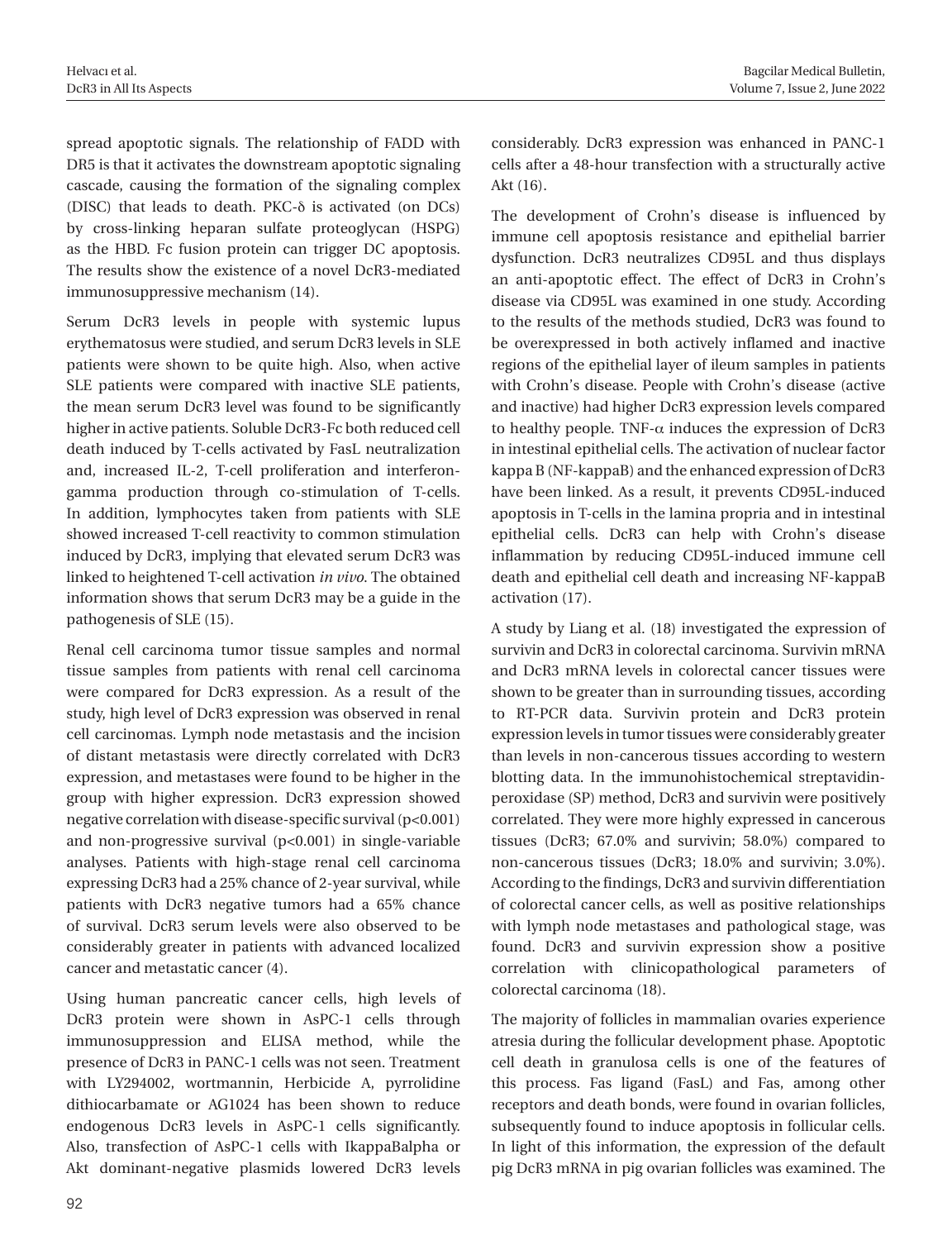spread apoptotic signals. The relationship of FADD with DR5 is that it activates the downstream apoptotic signaling cascade, causing the formation of the signaling complex (DISC) that leads to death. PKC-δ is activated (on DCs) by cross-linking heparan sulfate proteoglycan (HSPG) as the HBD. Fc fusion protein can trigger DC apoptosis. The results show the existence of a novel DcR3-mediated immunosuppressive mechanism (14).

Serum DcR3 levels in people with systemic lupus erythematosus were studied, and serum DcR3 levels in SLE patients were shown to be quite high. Also, when active SLE patients were compared with inactive SLE patients, the mean serum DcR3 level was found to be significantly higher in active patients. Soluble DcR3-Fc both reduced cell death induced by T-cells activated by FasL neutralization and, increased IL-2, T-cell proliferation and interferon-gamma production through co-stimulation of T-cells. In addition, lymphocytes taken from patients with SLE showed increased T-cell reactivity to common stimulation induced by DcR3, implying that elevated serum DcR3 was linked to heightened T-cell activation *in vivo*. The obtained information shows that serum DcR3 may be a guide in the pathogenesis of SLE (15).

Renal cell carcinoma tumor tissue samples and normal tissue samples from patients with renal cell carcinoma were compared for DcR3 expression. As a result of the study, high level of DcR3 expression was observed in renal cell carcinomas. Lymph node metastasis and the incision of distant metastasis were directly correlated with DcR3 expression, and metastases were found to be higher in the group with higher expression. DcR3 expression showed negative correlation with disease-specific survival ($p<0.001$) and non-progressive survival ($p<0.001$) in single-variable analyses. Patients with high-stage renal cell carcinoma expressing DcR3 had a 25% chance of 2-year survival, while patients with DcR3 negative tumors had a 65% chance of survival. DcR3 serum levels were also observed to be considerably greater in patients with advanced localized cancer and metastatic cancer (4).

Using human pancreatic cancer cells, high levels of DcR3 protein were shown in AsPC-1 cells through immunosuppression and ELISA method, while the presence of DcR3 in PANC-1 cells was not seen. Treatment with LY294002, wortmannin, Herbicide A, pyrrolidine dithiocarbamate or AG1024 has been shown to reduce endogenous DcR3 levels in AsPC-1 cells significantly. Also, transfection of AsPC-1 cells with IkappaBalpha or Akt dominant-negative plasmids lowered DcR3 levels considerably. DcR3 expression was enhanced in PANC-1 cells after a 48-hour transfection with a structurally active Akt (16).

The development of Crohn's disease is influenced by immune cell apoptosis resistance and epithelial barrier dysfunction. DcR3 neutralizes CD95L and thus displays an anti-apoptotic effect. The effect of DcR3 in Crohn's disease via CD95L was examined in one study. According to the results of the methods studied, DcR3 was found to be overexpressed in both actively inflamed and inactive regions of the epithelial layer of ileum samples in patients with Crohn's disease. People with Crohn's disease (active and inactive) had higher DcR3 expression levels compared to healthy people. TNF-α induces the expression of DcR3 in intestinal epithelial cells. The activation of nuclear factor kappa B (NF-kappaB) and the enhanced expression of DcR3 have been linked. As a result, it prevents CD95L-induced apoptosis in T-cells in the lamina propria and in intestinal epithelial cells. DcR3 can help with Crohn's disease inflammation by reducing CD95L-induced immune cell death and epithelial cell death and increasing NF-kappaB activation (17).

A study by Liang et al. (18) investigated the expression of survivin and DcR3 in colorectal carcinoma. Survivin mRNA and DcR3 mRNA levels in colorectal cancer tissues were shown to be greater than in surrounding tissues, according to RT-PCR data. Survivin protein and DcR3 protein expression levels in tumor tissues were considerably greater than levels in non-cancerous tissues according to western blotting data. In the immunohistochemical streptavidin-peroxidase (SP) method, DcR3 and survivin were positively correlated. They were more highly expressed in cancerous tissues (DcR3; 67.0% and survivin; 58.0%) compared to non-cancerous tissues (DcR3; 18.0% and survivin; 3.0%). According to the findings, DcR3 and survivin differentiation of colorectal cancer cells, as well as positive relationships with lymph node metastases and pathological stage, was found. DcR3 and survivin expression show a positive correlation with clinicopathological parameters of colorectal carcinoma (18).

The majority of follicles in mammalian ovaries experience atresia during the follicular development phase. Apoptotic cell death in granulosa cells is one of the features of this process. Fas ligand (FasL) and Fas, among other receptors and death bonds, were found in ovarian follicles, subsequently found to induce apoptosis in follicular cells. In light of this information, the expression of the default pig DcR3 mRNA in pig ovarian follicles was examined. The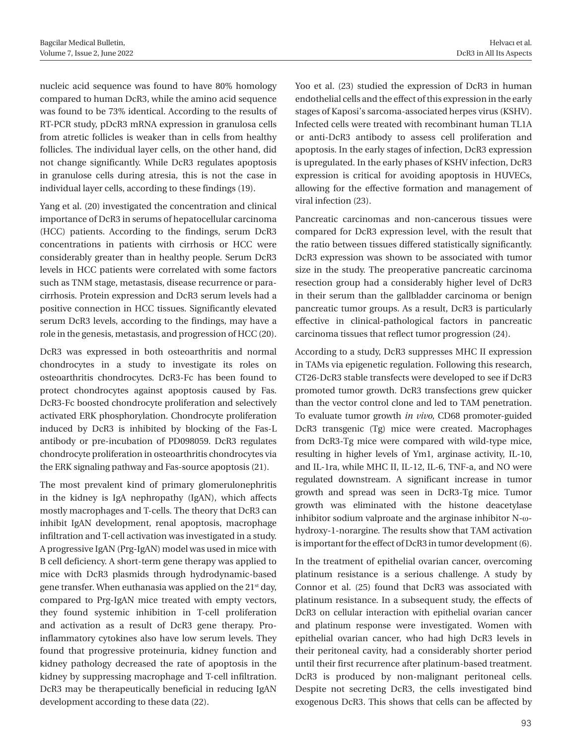nucleic acid sequence was found to have 80% homology compared to human DcR3, while the amino acid sequence was found to be 73% identical. According to the results of RT-PCR study, pDcR3 mRNA expression in granulosa cells from atretic follicles is weaker than in cells from healthy follicles. The individual layer cells, on the other hand, did not change significantly. While DcR3 regulates apoptosis in granulose cells during atresia, this is not the case in individual layer cells, according to these findings (19).

Yang et al. (20) investigated the concentration and clinical importance of DcR3 in serums of hepatocellular carcinoma (HCC) patients. According to the findings, serum DcR3 concentrations in patients with cirrhosis or HCC were considerably greater than in healthy people. Serum DcR3 levels in HCC patients were correlated with some factors such as TNM stage, metastasis, disease recurrence or para-cirrhosis. Protein expression and DcR3 serum levels had a positive connection in HCC tissues. Significantly elevated serum DcR3 levels, according to the findings, may have a role in the genesis, metastasis, and progression of HCC (20).

DcR3 was expressed in both osteoarthritis and normal chondrocytes in a study to investigate its roles on osteoarthritis chondrocytes. DcR3-Fc has been found to protect chondrocytes against apoptosis caused by Fas. DcR3-Fc boosted chondrocyte proliferation and selectively activated ERK phosphorylation. Chondrocyte proliferation induced by DcR3 is inhibited by blocking of the Fas-L antibody or pre-incubation of PD098059. DcR3 regulates chondrocyte proliferation in osteoarthritis chondrocytes via the ERK signaling pathway and Fas-source apoptosis (21).

The most prevalent kind of primary glomerulonephritis in the kidney is IgA nephropathy (IgAN), which affects mostly macrophages and T-cells. The theory that DcR3 can inhibit IgAN development, renal apoptosis, macrophage infiltration and T-cell activation was investigated in a study. A progressive IgAN (Prg-IgAN) model was used in mice with B cell deficiency. A short-term gene therapy was applied to mice with DcR3 plasmids through hydrodynamic-based gene transfer. When euthanasia was applied on the 21st day, compared to Prg-IgAN mice treated with empty vectors, they found systemic inhibition in T-cell proliferation and activation as a result of DcR3 gene therapy. Pro-inflammatory cytokines also have low serum levels. They found that progressive proteinuria, kidney function and kidney pathology decreased the rate of apoptosis in the kidney by suppressing macrophage and T-cell infiltration. DcR3 may be therapeutically beneficial in reducing IgAN development according to these data (22).

Yoo et al. (23) studied the expression of DcR3 in human endothelial cells and the effect of this expression in the early stages of Kaposi's sarcoma-associated herpes virus (KSHV). Infected cells were treated with recombinant human TL1A or anti-DcR3 antibody to assess cell proliferation and apoptosis. In the early stages of infection, DcR3 expression is upregulated. In the early phases of KSHV infection, DcR3 expression is critical for avoiding apoptosis in HUVECs, allowing for the effective formation and management of viral infection (23).

Pancreatic carcinomas and non-cancerous tissues were compared for DcR3 expression level, with the result that the ratio between tissues differed statistically significantly. DcR3 expression was shown to be associated with tumor size in the study. The preoperative pancreatic carcinoma resection group had a considerably higher level of DcR3 in their serum than the gallbladder carcinoma or benign pancreatic tumor groups. As a result, DcR3 is particularly effective in clinical-pathological factors in pancreatic carcinoma tissues that reflect tumor progression (24).

According to a study, DcR3 suppresses MHC II expression in TAMs via epigenetic regulation. Following this research, CT26-DcR3 stable transfects were developed to see if DcR3 promoted tumor growth. DcR3 transfections grew quicker than the vector control clone and led to TAM penetration. To evaluate tumor growth *in vivo*, CD68 promoter-guided DcR3 transgenic (Tg) mice were created. Macrophages from DcR3-Tg mice were compared with wild-type mice, resulting in higher levels of Ym1, arginase activity, IL-10, and IL-1ra, while MHC II, IL-12, IL-6, TNF-a, and NO were regulated downstream. A significant increase in tumor growth and spread was seen in DcR3-Tg mice. Tumor growth was eliminated with the histone deacetylase inhibitor sodium valproate and the arginase inhibitor N-ω-hydroxy-1-norargine. The results show that TAM activation is important for the effect of DcR3 in tumor development (6).

In the treatment of epithelial ovarian cancer, overcoming platinum resistance is a serious challenge. A study by Connor et al. (25) found that DcR3 was associated with platinum resistance. In a subsequent study, the effects of DcR3 on cellular interaction with epithelial ovarian cancer and platinum response were investigated. Women with epithelial ovarian cancer, who had high DcR3 levels in their peritoneal cavity, had a considerably shorter period until their first recurrence after platinum-based treatment. DcR3 is produced by non-malignant peritoneal cells. Despite not secreting DcR3, the cells investigated bind exogenous DcR3. This shows that cells can be affected by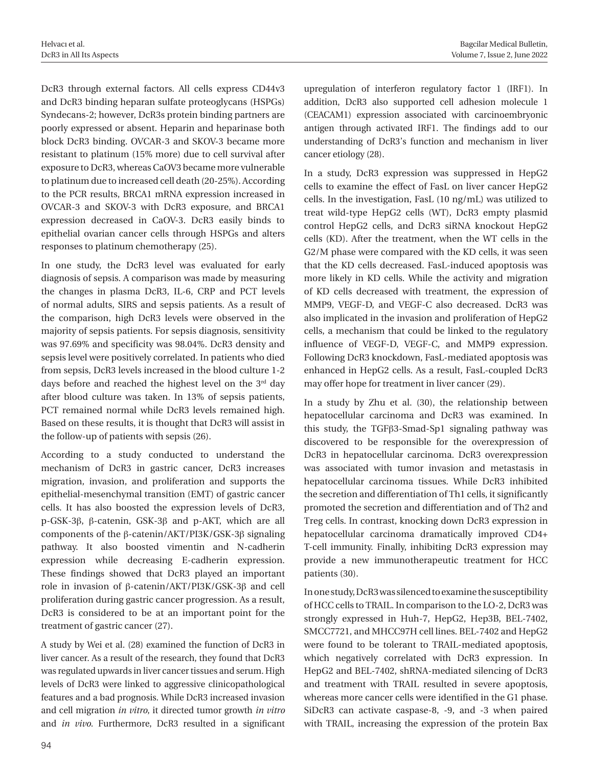DcR3 through external factors. All cells express CD44v3 and DcR3 binding heparan sulfate proteoglycans (HSPGs) Syndecans-2; however, DcR3s protein binding partners are poorly expressed or absent. Heparin and heparinase both block DcR3 binding. OVCAR-3 and SKOV-3 became more resistant to platinum (15% more) due to cell survival after exposure to DcR3, whereas CaOV3 became more vulnerable to platinum due to increased cell death (20-25%). According to the PCR results, BRCA1 mRNA expression increased in OVCAR-3 and SKOV-3 with DcR3 exposure, and BRCA1 expression decreased in CaOV-3. DcR3 easily binds to epithelial ovarian cancer cells through HSPGs and alters responses to platinum chemotherapy (25).

In one study, the DcR3 level was evaluated for early diagnosis of sepsis. A comparison was made by measuring the changes in plasma DcR3, IL-6, CRP and PCT levels of normal adults, SIRS and sepsis patients. As a result of the comparison, high DcR3 levels were observed in the majority of sepsis patients. For sepsis diagnosis, sensitivity was 97.69% and specificity was 98.04%. DcR3 density and sepsis level were positively correlated. In patients who died from sepsis, DcR3 levels increased in the blood culture 1-2 days before and reached the highest level on the 3rd day after blood culture was taken. In 13% of sepsis patients, PCT remained normal while DcR3 levels remained high. Based on these results, it is thought that DcR3 will assist in the follow-up of patients with sepsis (26).

According to a study conducted to understand the mechanism of DcR3 in gastric cancer, DcR3 increases migration, invasion, and proliferation and supports the epithelial-mesenchymal transition (EMT) of gastric cancer cells. It has also boosted the expression levels of DcR3, p-GSK-3β, β-catenin, GSK-3β and p-AKT, which are all components of the β-catenin/AKT/PI3K/GSK-3β signaling pathway. It also boosted vimentin and N-cadherin expression while decreasing E-cadherin expression. These findings showed that DcR3 played an important role in invasion of β-catenin/AKT/PI3K/GSK-3β and cell proliferation during gastric cancer progression. As a result, DcR3 is considered to be at an important point for the treatment of gastric cancer (27).

A study by Wei et al. (28) examined the function of DcR3 in liver cancer. As a result of the research, they found that DcR3 was regulated upwards in liver cancer tissues and serum. High levels of DcR3 were linked to aggressive clinicopathological features and a bad prognosis. While DcR3 increased invasion and cell migration *in vitro*, it directed tumor growth *in vitro* and *in vivo*. Furthermore, DcR3 resulted in a significant upregulation of interferon regulatory factor 1 (IRF1). In addition, DcR3 also supported cell adhesion molecule 1 (CEACAM1) expression associated with carcinoembryonic antigen through activated IRF1. The findings add to our understanding of DcR3's function and mechanism in liver cancer etiology (28).

In a study, DcR3 expression was suppressed in HepG2 cells to examine the effect of FasL on liver cancer HepG2 cells. In the investigation, FasL (10 ng/mL) was utilized to treat wild-type HepG2 cells (WT), DcR3 empty plasmid control HepG2 cells, and DcR3 siRNA knockout HepG2 cells (KD). After the treatment, when the WT cells in the G2/M phase were compared with the KD cells, it was seen that the KD cells decreased. FasL-induced apoptosis was more likely in KD cells. While the activity and migration of KD cells decreased with treatment, the expression of MMP9, VEGF-D, and VEGF-C also decreased. DcR3 was also implicated in the invasion and proliferation of HepG2 cells, a mechanism that could be linked to the regulatory influence of VEGF-D, VEGF-C, and MMP9 expression. Following DcR3 knockdown, FasL-mediated apoptosis was enhanced in HepG2 cells. As a result, FasL-coupled DcR3 may offer hope for treatment in liver cancer (29).

In a study by Zhu et al. (30), the relationship between hepatocellular carcinoma and DcR3 was examined. In this study, the TGFβ3-Smad-Sp1 signaling pathway was discovered to be responsible for the overexpression of DcR3 in hepatocellular carcinoma. DcR3 overexpression was associated with tumor invasion and metastasis in hepatocellular carcinoma tissues. While DcR3 inhibited the secretion and differentiation of Th1 cells, it significantly promoted the secretion and differentiation and of Th2 and Treg cells. In contrast, knocking down DcR3 expression in hepatocellular carcinoma dramatically improved CD4+ T-cell immunity. Finally, inhibiting DcR3 expression may provide a new immunotherapeutic treatment for HCC patients (30).

In one study, DcR3 was silenced to examine the susceptibility of HCC cells to TRAIL. In comparison to the LO-2, DcR3 was strongly expressed in Huh-7, HepG2, Hep3B, BEL-7402, SMCC7721, and MHCC97H cell lines. BEL-7402 and HepG2 were found to be tolerant to TRAIL-mediated apoptosis, which negatively correlated with DcR3 expression. In HepG2 and BEL-7402, shRNA-mediated silencing of DcR3 and treatment with TRAIL resulted in severe apoptosis, whereas more cancer cells were identified in the G1 phase. SiDcR3 can activate caspase-8, -9, and -3 when paired with TRAIL, increasing the expression of the protein Bax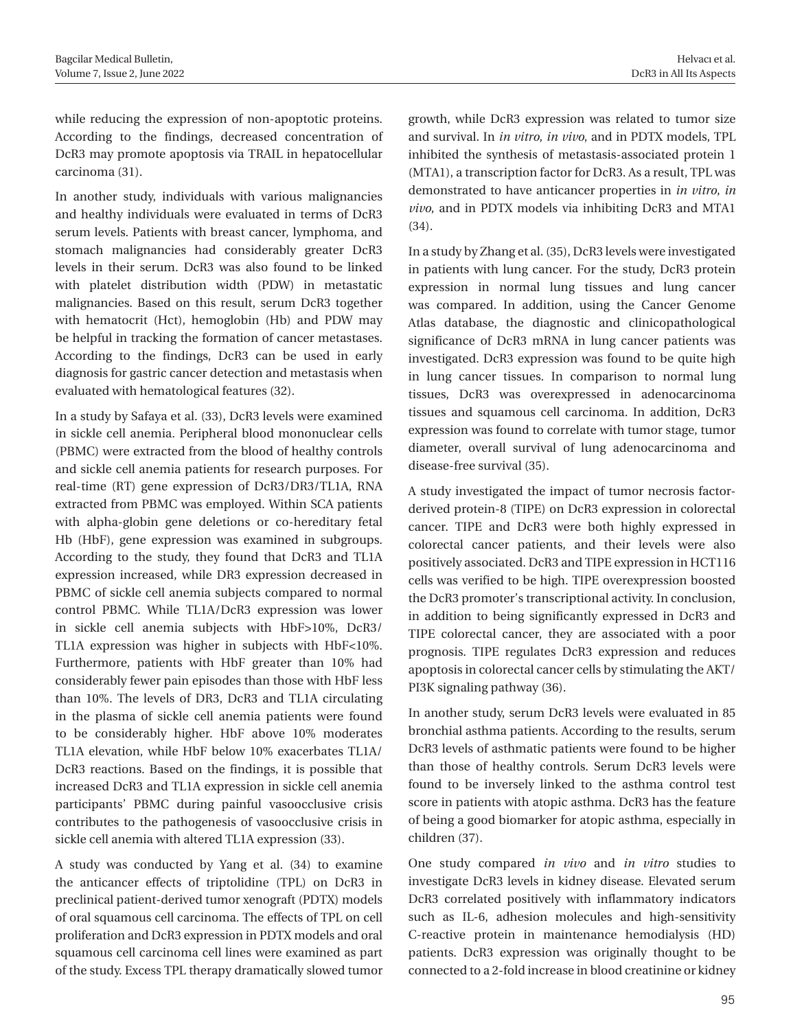while reducing the expression of non-apoptotic proteins. According to the findings, decreased concentration of DcR3 may promote apoptosis via TRAIL in hepatocellular carcinoma (31).

In another study, individuals with various malignancies and healthy individuals were evaluated in terms of DcR3 serum levels. Patients with breast cancer, lymphoma, and stomach malignancies had considerably greater DcR3 levels in their serum. DcR3 was also found to be linked with platelet distribution width (PDW) in metastatic malignancies. Based on this result, serum DcR3 together with hematocrit (Hct), hemoglobin (Hb) and PDW may be helpful in tracking the formation of cancer metastases. According to the findings, DcR3 can be used in early diagnosis for gastric cancer detection and metastasis when evaluated with hematological features (32).

In a study by Safaya et al. (33), DcR3 levels were examined in sickle cell anemia. Peripheral blood mononuclear cells (PBMC) were extracted from the blood of healthy controls and sickle cell anemia patients for research purposes. For real-time (RT) gene expression of DcR3/DR3/TL1A, RNA extracted from PBMC was employed. Within SCA patients with alpha-globin gene deletions or co-hereditary fetal Hb (HbF), gene expression was examined in subgroups. According to the study, they found that DcR3 and TL1A expression increased, while DR3 expression decreased in PBMC of sickle cell anemia subjects compared to normal control PBMC. While TL1A/DcR3 expression was lower in sickle cell anemia subjects with HbF>10%, DcR3/TL1A expression was higher in subjects with HbF<10%. Furthermore, patients with HbF greater than 10% had considerably fewer pain episodes than those with HbF less than 10%. The levels of DR3, DcR3 and TL1A circulating in the plasma of sickle cell anemia patients were found to be considerably higher. HbF above 10% moderates TL1A elevation, while HbF below 10% exacerbates TL1A/DcR3 reactions. Based on the findings, it is possible that increased DcR3 and TL1A expression in sickle cell anemia participants' PBMC during painful vasoocclusive crisis contributes to the pathogenesis of vasoocclusive crisis in sickle cell anemia with altered TL1A expression (33).

A study was conducted by Yang et al. (34) to examine the anticancer effects of triptolidine (TPL) on DcR3 in preclinical patient-derived tumor xenograft (PDTX) models of oral squamous cell carcinoma. The effects of TPL on cell proliferation and DcR3 expression in PDTX models and oral squamous cell carcinoma cell lines were examined as part of the study. Excess TPL therapy dramatically slowed tumor growth, while DcR3 expression was related to tumor size and survival. In *in vitro*, *in vivo*, and in PDTX models, TPL inhibited the synthesis of metastasis-associated protein 1 (MTA1), a transcription factor for DcR3. As a result, TPL was demonstrated to have anticancer properties in *in vitro*, *in vivo*, and in PDTX models via inhibiting DcR3 and MTA1 (34).

In a study by Zhang et al. (35), DcR3 levels were investigated in patients with lung cancer. For the study, DcR3 protein expression in normal lung tissues and lung cancer was compared. In addition, using the Cancer Genome Atlas database, the diagnostic and clinicopathological significance of DcR3 mRNA in lung cancer patients was investigated. DcR3 expression was found to be quite high in lung cancer tissues. In comparison to normal lung tissues, DcR3 was overexpressed in adenocarcinoma tissues and squamous cell carcinoma. In addition, DcR3 expression was found to correlate with tumor stage, tumor diameter, overall survival of lung adenocarcinoma and disease-free survival (35).

A study investigated the impact of tumor necrosis factor-derived protein-8 (TIPE) on DcR3 expression in colorectal cancer. TIPE and DcR3 were both highly expressed in colorectal cancer patients, and their levels were also positively associated. DcR3 and TIPE expression in HCT116 cells was verified to be high. TIPE overexpression boosted the DcR3 promoter's transcriptional activity. In conclusion, in addition to being significantly expressed in DcR3 and TIPE colorectal cancer, they are associated with a poor prognosis. TIPE regulates DcR3 expression and reduces apoptosis in colorectal cancer cells by stimulating the AKT/PI3K signaling pathway (36).

In another study, serum DcR3 levels were evaluated in 85 bronchial asthma patients. According to the results, serum DcR3 levels of asthmatic patients were found to be higher than those of healthy controls. Serum DcR3 levels were found to be inversely linked to the asthma control test score in patients with atopic asthma. DcR3 has the feature of being a good biomarker for atopic asthma, especially in children (37).

One study compared *in vivo* and *in vitro* studies to investigate DcR3 levels in kidney disease. Elevated serum DcR3 correlated positively with inflammatory indicators such as IL-6, adhesion molecules and high-sensitivity C-reactive protein in maintenance hemodialysis (HD) patients. DcR3 expression was originally thought to be connected to a 2-fold increase in blood creatinine or kidney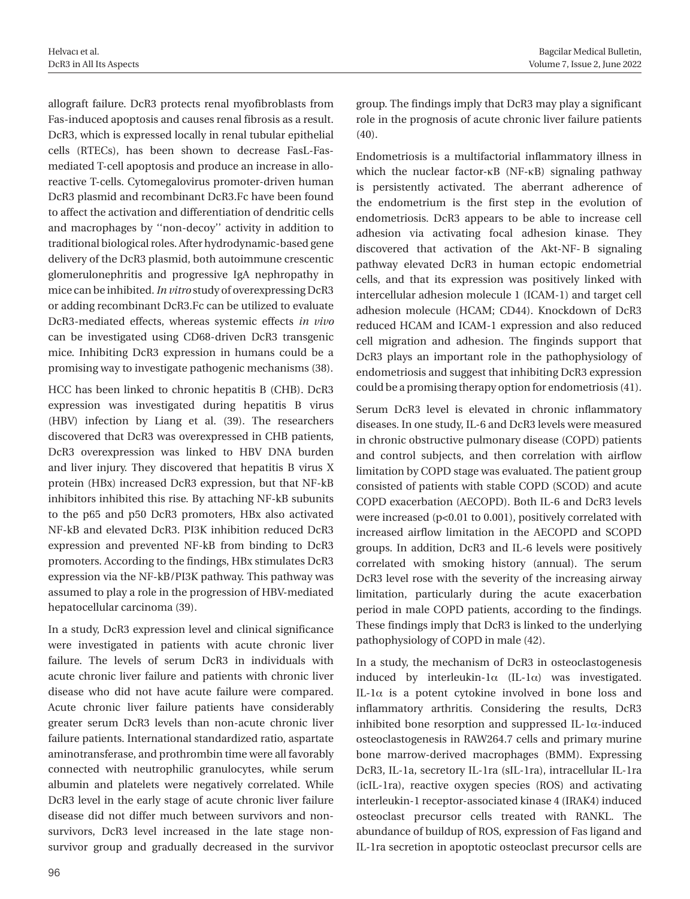allograft failure. DcR3 protects renal myofibroblasts from Fas-induced apoptosis and causes renal fibrosis as a result. DcR3, which is expressed locally in renal tubular epithelial cells (RTECs), has been shown to decrease FasL-Fas-mediated T-cell apoptosis and produce an increase in allo-reactive T-cells. Cytomegalovirus promoter-driven human DcR3 plasmid and recombinant DcR3.Fc have been found to affect the activation and differentiation of dendritic cells and macrophages by ''non-decoy'' activity in addition to traditional biological roles. After hydrodynamic-based gene delivery of the DcR3 plasmid, both autoimmune crescentic glomerulonephritis and progressive IgA nephropathy in mice can be inhibited. *In vitro* study of overexpressing DcR3 or adding recombinant DcR3.Fc can be utilized to evaluate DcR3-mediated effects, whereas systemic effects *in vivo* can be investigated using CD68-driven DcR3 transgenic mice. Inhibiting DcR3 expression in humans could be a promising way to investigate pathogenic mechanisms (38).

HCC has been linked to chronic hepatitis B (CHB). DcR3 expression was investigated during hepatitis B virus (HBV) infection by Liang et al. (39). The researchers discovered that DcR3 was overexpressed in CHB patients, DcR3 overexpression was linked to HBV DNA burden and liver injury. They discovered that hepatitis B virus X protein (HBx) increased DcR3 expression, but that NF-kB inhibitors inhibited this rise. By attaching NF-kB subunits to the p65 and p50 DcR3 promoters, HBx also activated NF-kB and elevated DcR3. PI3K inhibition reduced DcR3 expression and prevented NF-kB from binding to DcR3 promoters. According to the findings, HBx stimulates DcR3 expression via the NF-kB/PI3K pathway. This pathway was assumed to play a role in the progression of HBV-mediated hepatocellular carcinoma (39).

In a study, DcR3 expression level and clinical significance were investigated in patients with acute chronic liver failure. The levels of serum DcR3 in individuals with acute chronic liver failure and patients with chronic liver disease who did not have acute failure were compared. Acute chronic liver failure patients have considerably greater serum DcR3 levels than non-acute chronic liver failure patients. International standardized ratio, aspartate aminotransferase, and prothrombin time were all favorably connected with neutrophilic granulocytes, while serum albumin and platelets were negatively correlated. While DcR3 level in the early stage of acute chronic liver failure disease did not differ much between survivors and non-survivors, DcR3 level increased in the late stage non-survivor group and gradually decreased in the survivor group. The findings imply that DcR3 may play a significant role in the prognosis of acute chronic liver failure patients (40).

Endometriosis is a multifactorial inflammatory illness in which the nuclear factor-κB (NF-κB) signaling pathway is persistently activated. The aberrant adherence of the endometrium is the first step in the evolution of endometriosis. DcR3 appears to be able to increase cell adhesion via activating focal adhesion kinase. They discovered that activation of the Akt-NF- B signaling pathway elevated DcR3 in human ectopic endometrial cells, and that its expression was positively linked with intercellular adhesion molecule 1 (ICAM-1) and target cell adhesion molecule (HCAM; CD44). Knockdown of DcR3 reduced HCAM and ICAM-1 expression and also reduced cell migration and adhesion. The fingings support that DcR3 plays an important role in the pathophysiology of endometriosis and suggest that inhibiting DcR3 expression could be a promising therapy option for endometriosis (41).

Serum DcR3 level is elevated in chronic inflammatory diseases. In one study, IL-6 and DcR3 levels were measured in chronic obstructive pulmonary disease (COPD) patients and control subjects, and then correlation with airflow limitation by COPD stage was evaluated. The patient group consisted of patients with stable COPD (SCOD) and acute COPD exacerbation (AECOPD). Both IL-6 and DcR3 levels were increased ($p<0.01$ to 0.001), positively correlated with increased airflow limitation in the AECOPD and SCOPD groups. In addition, DcR3 and IL-6 levels were positively correlated with smoking history (annual). The serum DcR3 level rose with the severity of the increasing airway limitation, particularly during the acute exacerbation period in male COPD patients, according to the findings. These findings imply that DcR3 is linked to the underlying pathophysiology of COPD in male (42).

In a study, the mechanism of DcR3 in osteoclastogenesis induced by interleukin-1α (IL-1α) was investigated. IL-1α is a potent cytokine involved in bone loss and inflammatory arthritis. Considering the results, DcR3 inhibited bone resorption and suppressed IL-1α-induced osteoclastogenesis in RAW264.7 cells and primary murine bone marrow-derived macrophages (BMM). Expressing DcR3, IL-1a, secretory IL-1ra (sIL-1ra), intracellular IL-1ra (icIL-1ra), reactive oxygen species (ROS) and activating interleukin-1 receptor-associated kinase 4 (IRAK4) induced osteoclast precursor cells treated with RANKL. The abundance of buildup of ROS, expression of Fas ligand and IL-1ra secretion in apoptotic osteoclast precursor cells are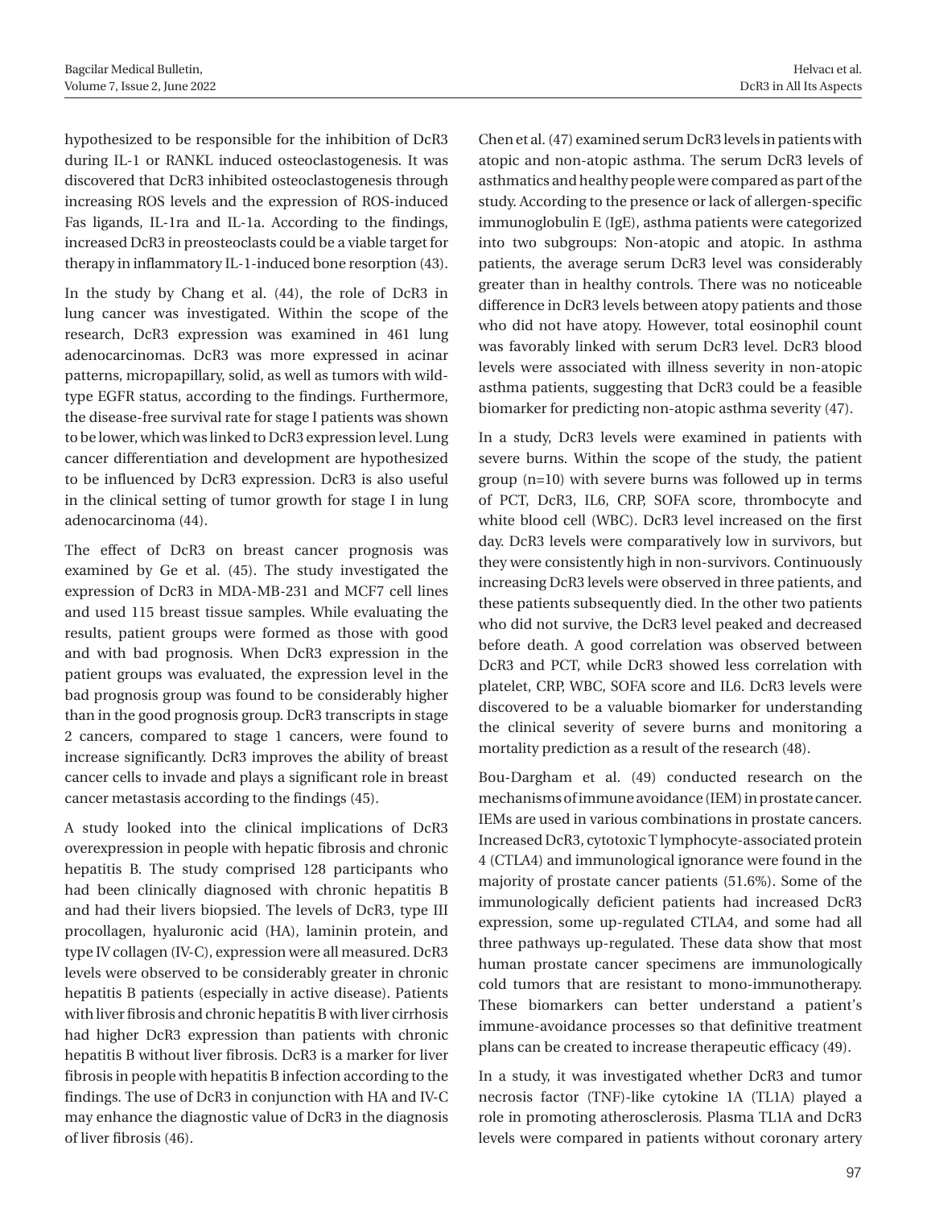hypothesized to be responsible for the inhibition of DcR3 during IL-1 or RANKL induced osteoclastogenesis. It was discovered that DcR3 inhibited osteoclastogenesis through increasing ROS levels and the expression of ROS-induced Fas ligands, IL-1ra and IL-1a. According to the findings, increased DcR3 in preosteoclasts could be a viable target for therapy in inflammatory IL-1-induced bone resorption (43).

In the study by Chang et al. (44), the role of DcR3 in lung cancer was investigated. Within the scope of the research, DcR3 expression was examined in 461 lung adenocarcinomas. DcR3 was more expressed in acinar patterns, micropapillary, solid, as well as tumors with wild-type EGFR status, according to the findings. Furthermore, the disease-free survival rate for stage I patients was shown to be lower, which was linked to DcR3 expression level. Lung cancer differentiation and development are hypothesized to be influenced by DcR3 expression. DcR3 is also useful in the clinical setting of tumor growth for stage I in lung adenocarcinoma (44).

The effect of DcR3 on breast cancer prognosis was examined by Ge et al. (45). The study investigated the expression of DcR3 in MDA-MB-231 and MCF7 cell lines and used 115 breast tissue samples. While evaluating the results, patient groups were formed as those with good and with bad prognosis. When DcR3 expression in the patient groups was evaluated, the expression level in the bad prognosis group was found to be considerably higher than in the good prognosis group. DcR3 transcripts in stage 2 cancers, compared to stage 1 cancers, were found to increase significantly. DcR3 improves the ability of breast cancer cells to invade and plays a significant role in breast cancer metastasis according to the findings (45).

A study looked into the clinical implications of DcR3 overexpression in people with hepatic fibrosis and chronic hepatitis B. The study comprised 128 participants who had been clinically diagnosed with chronic hepatitis B and had their livers biopsied. The levels of DcR3, type III procollagen, hyaluronic acid (HA), laminin protein, and type IV collagen (IV-C), expression were all measured. DcR3 levels were observed to be considerably greater in chronic hepatitis B patients (especially in active disease). Patients with liver fibrosis and chronic hepatitis B with liver cirrhosis had higher DcR3 expression than patients with chronic hepatitis B without liver fibrosis. DcR3 is a marker for liver fibrosis in people with hepatitis B infection according to the findings. The use of DcR3 in conjunction with HA and IV-C may enhance the diagnostic value of DcR3 in the diagnosis of liver fibrosis (46).

Chen et al. (47) examined serum DcR3 levels in patients with atopic and non-atopic asthma. The serum DcR3 levels of asthmatics and healthy people were compared as part of the study. According to the presence or lack of allergen-specific immunoglobulin E (IgE), asthma patients were categorized into two subgroups: Non-atopic and atopic. In asthma patients, the average serum DcR3 level was considerably greater than in healthy controls. There was no noticeable difference in DcR3 levels between atopy patients and those who did not have atopy. However, total eosinophil count was favorably linked with serum DcR3 level. DcR3 blood levels were associated with illness severity in non-atopic asthma patients, suggesting that DcR3 could be a feasible biomarker for predicting non-atopic asthma severity (47).

In a study, DcR3 levels were examined in patients with severe burns. Within the scope of the study, the patient group (n=10) with severe burns was followed up in terms of PCT, DcR3, IL6, CRP, SOFA score, thrombocyte and white blood cell (WBC). DcR3 level increased on the first day. DcR3 levels were comparatively low in survivors, but they were consistently high in non-survivors. Continuously increasing DcR3 levels were observed in three patients, and these patients subsequently died. In the other two patients who did not survive, the DcR3 level peaked and decreased before death. A good correlation was observed between DcR3 and PCT, while DcR3 showed less correlation with platelet, CRP, WBC, SOFA score and IL6. DcR3 levels were discovered to be a valuable biomarker for understanding the clinical severity of severe burns and monitoring a mortality prediction as a result of the research (48).

Bou-Dargham et al. (49) conducted research on the mechanisms of immune avoidance (IEM) in prostate cancer. IEMs are used in various combinations in prostate cancers. Increased DcR3, cytotoxic T lymphocyte-associated protein 4 (CTLA4) and immunological ignorance were found in the majority of prostate cancer patients (51.6%). Some of the immunologically deficient patients had increased DcR3 expression, some up-regulated CTLA4, and some had all three pathways up-regulated. These data show that most human prostate cancer specimens are immunologically cold tumors that are resistant to mono-immunotherapy. These biomarkers can better understand a patient's immune-avoidance processes so that definitive treatment plans can be created to increase therapeutic efficacy (49).

In a study, it was investigated whether DcR3 and tumor necrosis factor (TNF)-like cytokine 1A (TL1A) played a role in promoting atherosclerosis. Plasma TL1A and DcR3 levels were compared in patients without coronary artery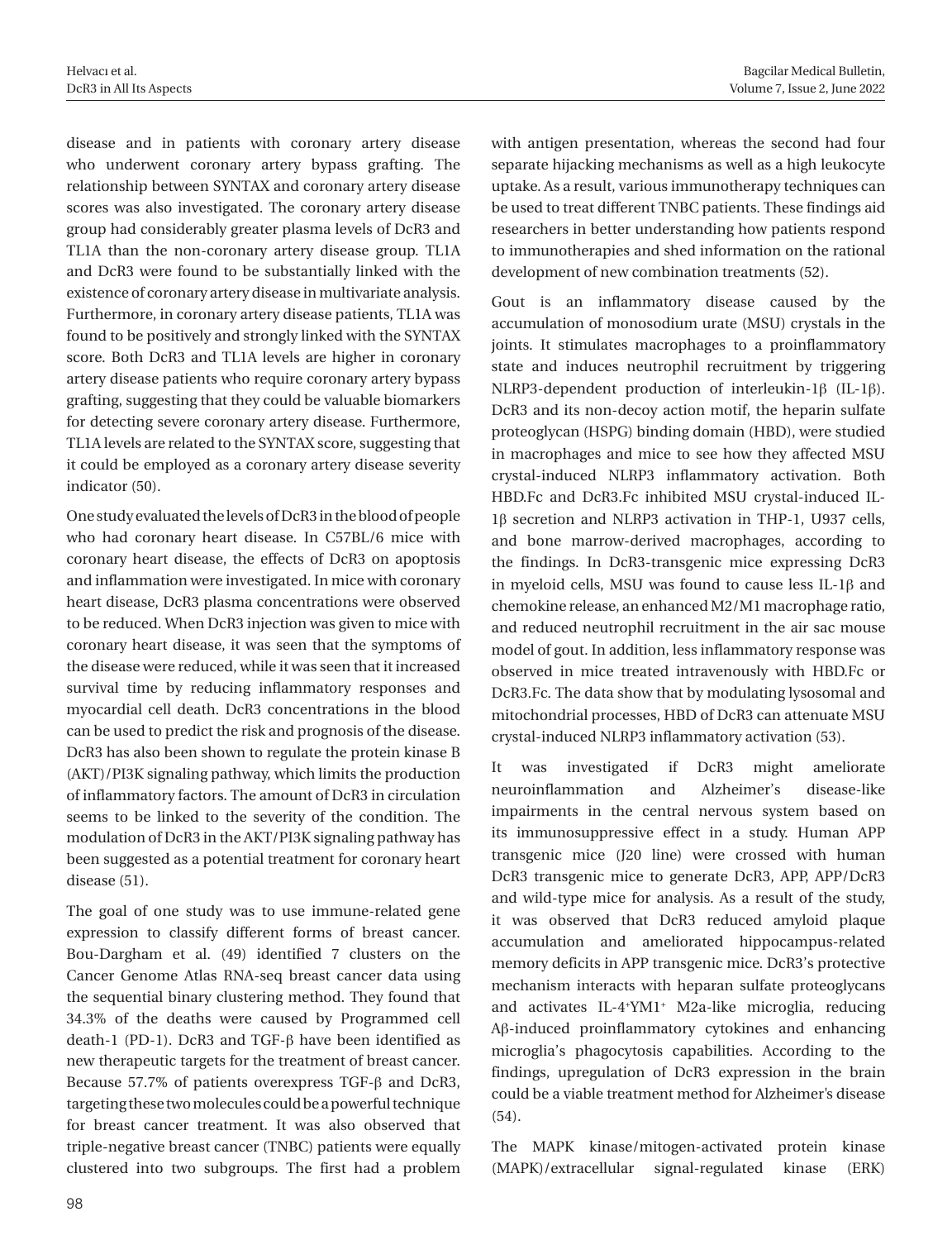disease and in patients with coronary artery disease who underwent coronary artery bypass grafting. The relationship between SYNTAX and coronary artery disease scores was also investigated. The coronary artery disease group had considerably greater plasma levels of DcR3 and TL1A than the non-coronary artery disease group. TL1A and DcR3 were found to be substantially linked with the existence of coronary artery disease in multivariate analysis. Furthermore, in coronary artery disease patients, TL1A was found to be positively and strongly linked with the SYNTAX score. Both DcR3 and TL1A levels are higher in coronary artery disease patients who require coronary artery bypass grafting, suggesting that they could be valuable biomarkers for detecting severe coronary artery disease. Furthermore, TL1A levels are related to the SYNTAX score, suggesting that it could be employed as a coronary artery disease severity indicator (50).

One study evaluated the levels of DcR3 in the blood of people who had coronary heart disease. In C57BL/6 mice with coronary heart disease, the effects of DcR3 on apoptosis and inflammation were investigated. In mice with coronary heart disease, DcR3 plasma concentrations were observed to be reduced. When DcR3 injection was given to mice with coronary heart disease, it was seen that the symptoms of the disease were reduced, while it was seen that it increased survival time by reducing inflammatory responses and myocardial cell death. DcR3 concentrations in the blood can be used to predict the risk and prognosis of the disease. DcR3 has also been shown to regulate the protein kinase B (AKT)/PI3K signaling pathway, which limits the production of inflammatory factors. The amount of DcR3 in circulation seems to be linked to the severity of the condition. The modulation of DcR3 in the AKT/PI3K signaling pathway has been suggested as a potential treatment for coronary heart disease (51).

The goal of one study was to use immune-related gene expression to classify different forms of breast cancer. Bou-Dargham et al. (49) identified 7 clusters on the Cancer Genome Atlas RNA-seq breast cancer data using the sequential binary clustering method. They found that 34.3% of the deaths were caused by Programmed cell death-1 (PD-1). DcR3 and TGF-β have been identified as new therapeutic targets for the treatment of breast cancer. Because 57.7% of patients overexpress TGF-β and DcR3, targeting these two molecules could be a powerful technique for breast cancer treatment. It was also observed that triple-negative breast cancer (TNBC) patients were equally clustered into two subgroups. The first had a problem with antigen presentation, whereas the second had four separate hijacking mechanisms as well as a high leukocyte uptake. As a result, various immunotherapy techniques can be used to treat different TNBC patients. These findings aid researchers in better understanding how patients respond to immunotherapies and shed information on the rational development of new combination treatments (52).

Gout is an inflammatory disease caused by the accumulation of monosodium urate (MSU) crystals in the joints. It stimulates macrophages to a proinflammatory state and induces neutrophil recruitment by triggering NLRP3-dependent production of interleukin-1β (IL-1β). DcR3 and its non-decoy action motif, the heparin sulfate proteoglycan (HSPG) binding domain (HBD), were studied in macrophages and mice to see how they affected MSU crystal-induced NLRP3 inflammatory activation. Both HBD.Fc and DcR3.Fc inhibited MSU crystal-induced IL-1β secretion and NLRP3 activation in THP-1, U937 cells, and bone marrow-derived macrophages, according to the findings. In DcR3-transgenic mice expressing DcR3 in myeloid cells, MSU was found to cause less IL-1β and chemokine release, an enhanced M2/M1 macrophage ratio, and reduced neutrophil recruitment in the air sac mouse model of gout. In addition, less inflammatory response was observed in mice treated intravenously with HBD.Fc or DcR3.Fc. The data show that by modulating lysosomal and mitochondrial processes, HBD of DcR3 can attenuate MSU crystal-induced NLRP3 inflammatory activation (53).

It was investigated if DcR3 might ameliorate neuroinflammation and Alzheimer's disease-like impairments in the central nervous system based on its immunosuppressive effect in a study. Human APP transgenic mice (J20 line) were crossed with human DcR3 transgenic mice to generate DcR3, APP, APP/DcR3 and wild-type mice for analysis. As a result of the study, it was observed that DcR3 reduced amyloid plaque accumulation and ameliorated hippocampus-related memory deficits in APP transgenic mice. DcR3's protective mechanism interacts with heparan sulfate proteoglycans and activates IL-4$^{+}$YM1$^{+}$ M2a-like microglia, reducing Aβ-induced proinflammatory cytokines and enhancing microglia's phagocytosis capabilities. According to the findings, upregulation of DcR3 expression in the brain could be a viable treatment method for Alzheimer's disease (54).

The MAPK kinase/mitogen-activated protein kinase (MAPK)/extracellular signal-regulated kinase (ERK)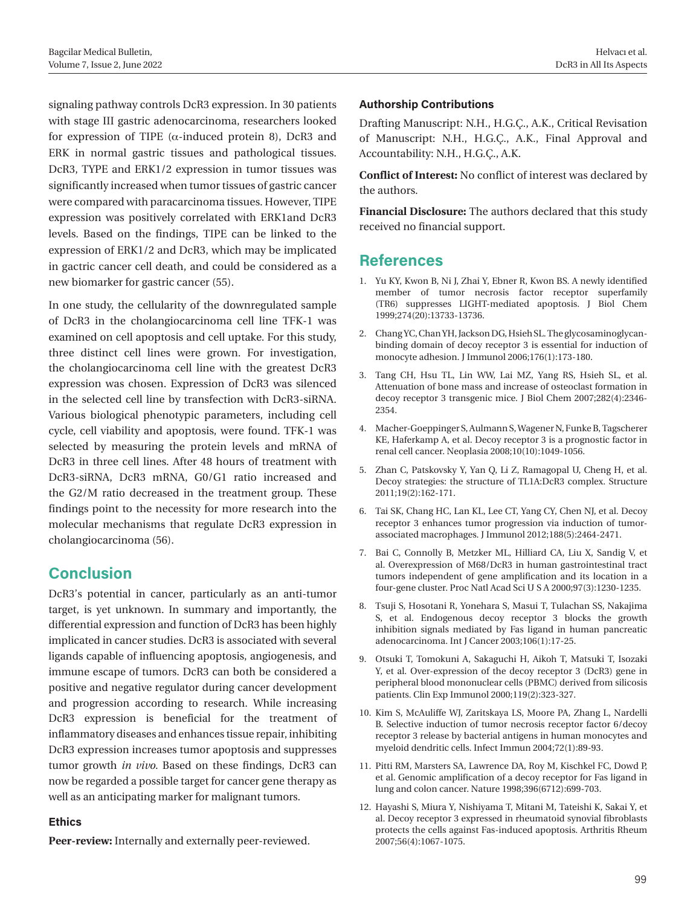signaling pathway controls DcR3 expression. In 30 patients with stage III gastric adenocarcinoma, researchers looked for expression of TIPE (α-induced protein 8), DcR3 and ERK in normal gastric tissues and pathological tissues. DcR3, TYPE and ERK1/2 expression in tumor tissues was significantly increased when tumor tissues of gastric cancer were compared with paracarcinoma tissues. However, TIPE expression was positively correlated with ERK1and DcR3 levels. Based on the findings, TIPE can be linked to the expression of ERK1/2 and DcR3, which may be implicated in gactric cancer cell death, and could be considered as a new biomarker for gastric cancer (55).

In one study, the cellularity of the downregulated sample of DcR3 in the cholangiocarcinoma cell line TFK-1 was examined on cell apoptosis and cell uptake. For this study, three distinct cell lines were grown. For investigation, the cholangiocarcinoma cell line with the greatest DcR3 expression was chosen. Expression of DcR3 was silenced in the selected cell line by transfection with DcR3-siRNA. Various biological phenotypic parameters, including cell cycle, cell viability and apoptosis, were found. TFK-1 was selected by measuring the protein levels and mRNA of DcR3 in three cell lines. After 48 hours of treatment with DcR3-siRNA, DcR3 mRNA, G0/G1 ratio increased and the G2/M ratio decreased in the treatment group. These findings point to the necessity for more research into the molecular mechanisms that regulate DcR3 expression in cholangiocarcinoma (56).

## Conclusion

DcR3's potential in cancer, particularly as an anti-tumor target, is yet unknown. In summary and importantly, the differential expression and function of DcR3 has been highly implicated in cancer studies. DcR3 is associated with several ligands capable of influencing apoptosis, angiogenesis, and immune escape of tumors. DcR3 can both be considered a positive and negative regulator during cancer development and progression according to research. While increasing DcR3 expression is beneficial for the treatment of inflammatory diseases and enhances tissue repair, inhibiting DcR3 expression increases tumor apoptosis and suppresses tumor growth *in vivo*. Based on these findings, DcR3 can now be regarded a possible target for cancer gene therapy as well as an anticipating marker for malignant tumors.

### Ethics

**Peer-review:** Internally and externally peer-reviewed.

### Authorship Contributions

Drafting Manuscript: N.H., H.G.Ç., A.K., Critical Revisation of Manuscript: N.H., H.G.Ç., A.K., Final Approval and Accountability: N.H., H.G.Ç., A.K.

**Conflict of Interest:** No conflict of interest was declared by the authors.

**Financial Disclosure:** The authors declared that this study received no financial support.

## References

1. Yu KY, Kwon B, Ni J, Zhai Y, Ebner R, Kwon BS. A newly identified member of tumor necrosis factor receptor superfamily (TR6) suppresses LIGHT-mediated apoptosis. J Biol Chem 1999;274(20):13733-13736.
2. Chang YC, Chan YH, Jackson DG, Hsieh SL. The glycosaminoglycan-binding domain of decoy receptor 3 is essential for induction of monocyte adhesion. J Immunol 2006;176(1):173-180.
3. Tang CH, Hsu TL, Lin WW, Lai MZ, Yang RS, Hsieh SL, et al. Attenuation of bone mass and increase of osteoclast formation in decoy receptor 3 transgenic mice. J Biol Chem 2007;282(4):2346-2354.
4. Macher-Goeppinger S, Aulmann S, Wagener N, Funke B, Tagscherer KE, Haferkamp A, et al. Decoy receptor 3 is a prognostic factor in renal cell cancer. Neoplasia 2008;10(10):1049-1056.
5. Zhan C, Patskovsky Y, Yan Q, Li Z, Ramagopal U, Cheng H, et al. Decoy strategies: the structure of TL1A:DcR3 complex. Structure 2011;19(2):162-171.
6. Tai SK, Chang HC, Lan KL, Lee CT, Yang CY, Chen NJ, et al. Decoy receptor 3 enhances tumor progression via induction of tumor-associated macrophages. J Immunol 2012;188(5):2464-2471.
7. Bai C, Connolly B, Metzker ML, Hilliard CA, Liu X, Sandig V, et al. Overexpression of M68/DcR3 in human gastrointestinal tract tumors independent of gene amplification and its location in a four-gene cluster. Proc Natl Acad Sci U S A 2000;97(3):1230-1235.
8. Tsuji S, Hosotani R, Yonehara S, Masui T, Tulachan SS, Nakajima S, et al. Endogenous decoy receptor 3 blocks the growth inhibition signals mediated by Fas ligand in human pancreatic adenocarcinoma. Int J Cancer 2003;106(1):17-25.
9. Otsuki T, Tomokuni A, Sakaguchi H, Aikoh T, Matsuki T, Isozaki Y, et al. Over-expression of the decoy receptor 3 (DcR3) gene in peripheral blood mononuclear cells (PBMC) derived from silicosis patients. Clin Exp Immunol 2000;119(2):323-327.
10. Kim S, McAuliffe WJ, Zaritskaya LS, Moore PA, Zhang L, Nardelli B. Selective induction of tumor necrosis receptor factor 6/decoy receptor 3 release by bacterial antigens in human monocytes and myeloid dendritic cells. Infect Immun 2004;72(1):89-93.
11. Pitti RM, Marsters SA, Lawrence DA, Roy M, Kischkel FC, Dowd P, et al. Genomic amplification of a decoy receptor for Fas ligand in lung and colon cancer. Nature 1998;396(6712):699-703.
12. Hayashi S, Miura Y, Nishiyama T, Mitani M, Tateishi K, Sakai Y, et al. Decoy receptor 3 expressed in rheumatoid synovial fibroblasts protects the cells against Fas-induced apoptosis. Arthritis Rheum 2007;56(4):1067-1075.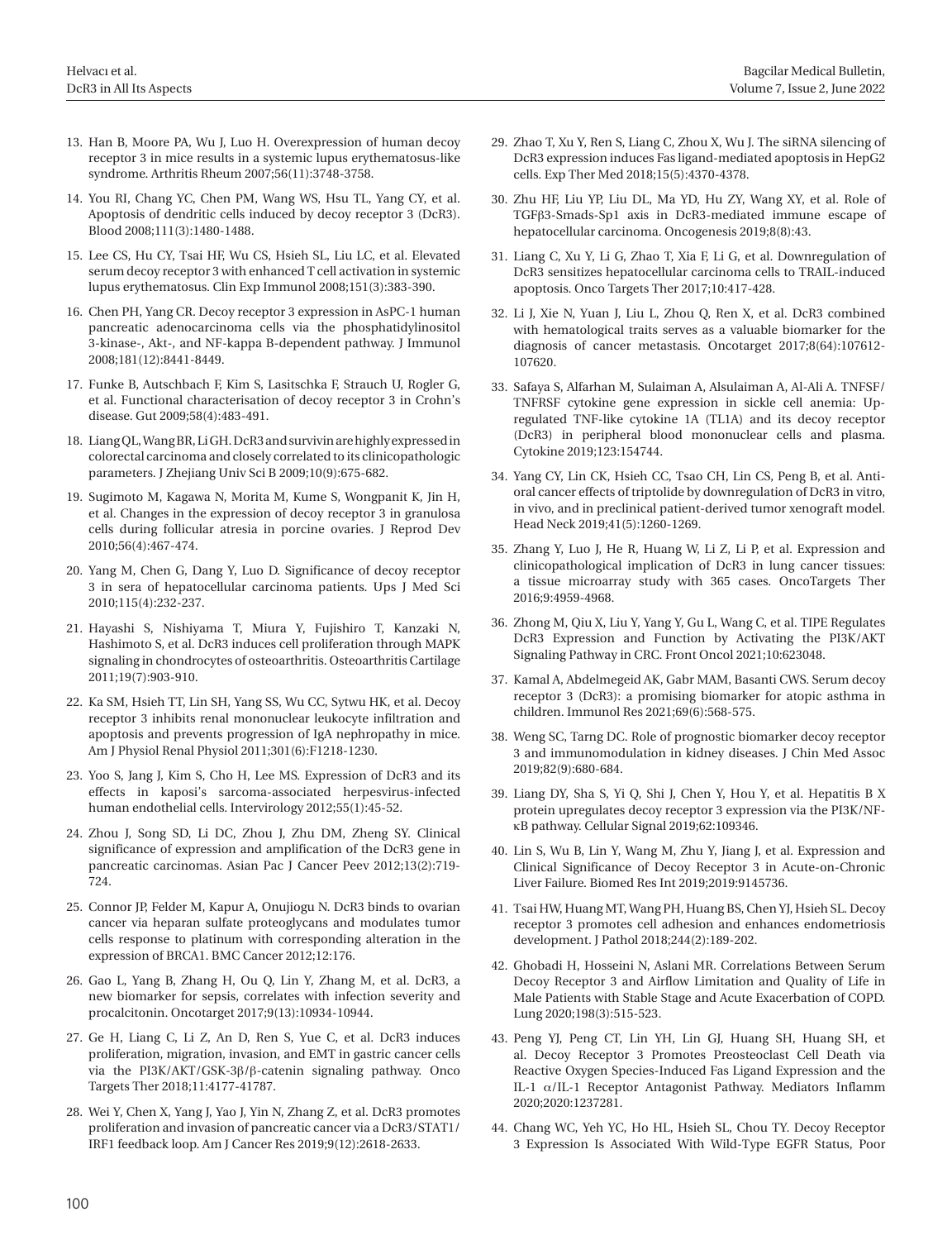13. Han B, Moore PA, Wu J, Luo H. Overexpression of human decoy receptor 3 in mice results in a systemic lupus erythematosus-like syndrome. Arthritis Rheum 2007;56(11):3748-3758.
14. You RI, Chang YC, Chen PM, Wang WS, Hsu TL, Yang CY, et al. Apoptosis of dendritic cells induced by decoy receptor 3 (DcR3). Blood 2008;111(3):1480-1488.
15. Lee CS, Hu CY, Tsai HF, Wu CS, Hsieh SL, Liu LC, et al. Elevated serum decoy receptor 3 with enhanced T cell activation in systemic lupus erythematosus. Clin Exp Immunol 2008;151(3):383-390.
16. Chen PH, Yang CR. Decoy receptor 3 expression in AsPC-1 human pancreatic adenocarcinoma cells via the phosphatidylinositol 3-kinase-, Akt-, and NF-kappa B-dependent pathway. J Immunol 2008;181(12):8441-8449.
17. Funke B, Autschbach F, Kim S, Lasitschka F, Strauch U, Rogler G, et al. Functional characterisation of decoy receptor 3 in Crohn's disease. Gut 2009;58(4):483-491.
18. Liang QL, Wang BR, Li GH. DcR3 and survivin are highly expressed in colorectal carcinoma and closely correlated to its clinicopathologic parameters. J Zhejiang Univ Sci B 2009;10(9):675-682.
19. Sugimoto M, Kagawa N, Morita M, Kume S, Wongpanit K, Jin H, et al. Changes in the expression of decoy receptor 3 in granulosa cells during follicular atresia in porcine ovaries. J Reprod Dev 2010;56(4):467-474.
20. Yang M, Chen G, Dang Y, Luo D. Significance of decoy receptor 3 in sera of hepatocellular carcinoma patients. Ups J Med Sci 2010;115(4):232-237.
21. Hayashi S, Nishiyama T, Miura Y, Fujishiro T, Kanzaki N, Hashimoto S, et al. DcR3 induces cell proliferation through MAPK signaling in chondrocytes of osteoarthritis. Osteoarthritis Cartilage 2011;19(7):903-910.
22. Ka SM, Hsieh TT, Lin SH, Yang SS, Wu CC, Sytwu HK, et al. Decoy receptor 3 inhibits renal mononuclear leukocyte infiltration and apoptosis and prevents progression of IgA nephropathy in mice. Am J Physiol Renal Physiol 2011;301(6):F1218-1230.
23. Yoo S, Jang J, Kim S, Cho H, Lee MS. Expression of DcR3 and its effects in kaposi's sarcoma-associated herpesvirus-infected human endothelial cells. Intervirology 2012;55(1):45-52.
24. Zhou J, Song SD, Li DC, Zhou J, Zhu DM, Zheng SY. Clinical significance of expression and amplification of the DcR3 gene in pancreatic carcinomas. Asian Pac J Cancer Peev 2012;13(2):719-724.
25. Connor JP, Felder M, Kapur A, Onujiogu N. DcR3 binds to ovarian cancer via heparan sulfate proteoglycans and modulates tumor cells response to platinum with corresponding alteration in the expression of BRCA1. BMC Cancer 2012;12:176.
26. Gao L, Yang B, Zhang H, Ou Q, Lin Y, Zhang M, et al. DcR3, a new biomarker for sepsis, correlates with infection severity and procalcitonin. Oncotarget 2017;9(13):10934-10944.
27. Ge H, Liang C, Li Z, An D, Ren S, Yue C, et al. DcR3 induces proliferation, migration, invasion, and EMT in gastric cancer cells via the PI3K/AKT/GSK-3β/β-catenin signaling pathway. Onco Targets Ther 2018;11:4177-41787.
28. Wei Y, Chen X, Yang J, Yao J, Yin N, Zhang Z, et al. DcR3 promotes proliferation and invasion of pancreatic cancer via a DcR3/STAT1/IRF1 feedback loop. Am J Cancer Res 2019;9(12):2618-2633.
29. Zhao T, Xu Y, Ren S, Liang C, Zhou X, Wu J. The siRNA silencing of DcR3 expression induces Fas ligand-mediated apoptosis in HepG2 cells. Exp Ther Med 2018;15(5):4370-4378.
30. Zhu HF, Liu YP, Liu DL, Ma YD, Hu ZY, Wang XY, et al. Role of TGFβ3-Smads-Sp1 axis in DcR3-mediated immune escape of hepatocellular carcinoma. Oncogenesis 2019;8(8):43.
31. Liang C, Xu Y, Li G, Zhao T, Xia F, Li G, et al. Downregulation of DcR3 sensitizes hepatocellular carcinoma cells to TRAIL-induced apoptosis. Onco Targets Ther 2017;10:417-428.
32. Li J, Xie N, Yuan J, Liu L, Zhou Q, Ren X, et al. DcR3 combined with hematological traits serves as a valuable biomarker for the diagnosis of cancer metastasis. Oncotarget 2017;8(64):107612-107620.
33. Safaya S, Alfarhan M, Sulaiman A, Alsulaiman A, Al-Ali A. TNFSF/TNFRSF cytokine gene expression in sickle cell anemia: Up-regulated TNF-like cytokine 1A (TL1A) and its decoy receptor (DcR3) in peripheral blood mononuclear cells and plasma. Cytokine 2019;123:154744.
34. Yang CY, Lin CK, Hsieh CC, Tsao CH, Lin CS, Peng B, et al. Anti-oral cancer effects of triptolide by downregulation of DcR3 in vitro, in vivo, and in preclinical patient-derived tumor xenograft model. Head Neck 2019;41(5):1260-1269.
35. Zhang Y, Luo J, He R, Huang W, Li Z, Li P, et al. Expression and clinicopathological implication of DcR3 in lung cancer tissues: a tissue microarray study with 365 cases. OncoTargets Ther 2016;9:4959-4968.
36. Zhong M, Qiu X, Liu Y, Yang Y, Gu L, Wang C, et al. TIPE Regulates DcR3 Expression and Function by Activating the PI3K/AKT Signaling Pathway in CRC. Front Oncol 2021;10:623048.
37. Kamal A, Abdelmegeid AK, Gabr MAM, Basanti CWS. Serum decoy receptor 3 (DcR3): a promising biomarker for atopic asthma in children. Immunol Res 2021;69(6):568-575.
38. Weng SC, Tarng DC. Role of prognostic biomarker decoy receptor 3 and immunomodulation in kidney diseases. J Chin Med Assoc 2019;82(9):680-684.
39. Liang DY, Sha S, Yi Q, Shi J, Chen Y, Hou Y, et al. Hepatitis B X protein upregulates decoy receptor 3 expression via the PI3K/NF-κB pathway. Cellular Signal 2019;62:109346.
40. Lin S, Wu B, Lin Y, Wang M, Zhu Y, Jiang J, et al. Expression and Clinical Significance of Decoy Receptor 3 in Acute-on-Chronic Liver Failure. Biomed Res Int 2019;2019:9145736.
41. Tsai HW, Huang MT, Wang PH, Huang BS, Chen YJ, Hsieh SL. Decoy receptor 3 promotes cell adhesion and enhances endometriosis development. J Pathol 2018;244(2):189-202.
42. Ghobadi H, Hosseini N, Aslani MR. Correlations Between Serum Decoy Receptor 3 and Airflow Limitation and Quality of Life in Male Patients with Stable Stage and Acute Exacerbation of COPD. Lung 2020;198(3):515-523.
43. Peng YJ, Peng CT, Lin YH, Lin GJ, Huang SH, Huang SH, et al. Decoy Receptor 3 Promotes Preosteoclast Cell Death via Reactive Oxygen Species-Induced Fas Ligand Expression and the IL-1 α/IL-1 Receptor Antagonist Pathway. Mediators Inflamm 2020;2020:1237281.
44. Chang WC, Yeh YC, Ho HL, Hsieh SL, Chou TY. Decoy Receptor 3 Expression Is Associated With Wild-Type EGFR Status, Poor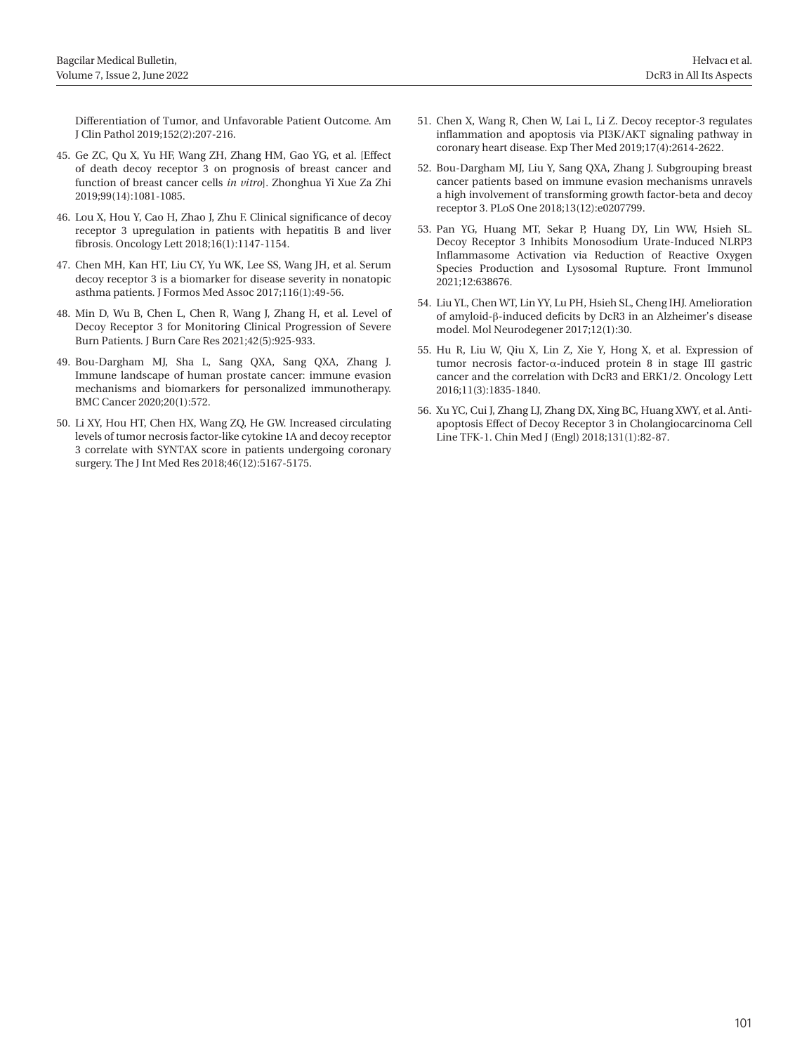Differentiation of Tumor, and Unfavorable Patient Outcome. Am J Clin Pathol 2019;152(2):207-216.

45. Ge ZC, Qu X, Yu HF, Wang ZH, Zhang HM, Gao YG, et al. [Effect of death decoy receptor 3 on prognosis of breast cancer and function of breast cancer cells *in vitro*]. Zhonghua Yi Xue Za Zhi 2019;99(14):1081-1085.
46. Lou X, Hou Y, Cao H, Zhao J, Zhu F. Clinical significance of decoy receptor 3 upregulation in patients with hepatitis B and liver fibrosis. Oncology Lett 2018;16(1):1147-1154.
47. Chen MH, Kan HT, Liu CY, Yu WK, Lee SS, Wang JH, et al. Serum decoy receptor 3 is a biomarker for disease severity in nonatopic asthma patients. J Formos Med Assoc 2017;116(1):49-56.
48. Min D, Wu B, Chen L, Chen R, Wang J, Zhang H, et al. Level of Decoy Receptor 3 for Monitoring Clinical Progression of Severe Burn Patients. J Burn Care Res 2021;42(5):925-933.
49. Bou-Dargham MJ, Sha L, Sang QXA, Sang QXA, Zhang J. Immune landscape of human prostate cancer: immune evasion mechanisms and biomarkers for personalized immunotherapy. BMC Cancer 2020;20(1):572.
50. Li XY, Hou HT, Chen HX, Wang ZQ, He GW. Increased circulating levels of tumor necrosis factor-like cytokine 1A and decoy receptor 3 correlate with SYNTAX score in patients undergoing coronary surgery. The J Int Med Res 2018;46(12):5167-5175.
51. Chen X, Wang R, Chen W, Lai L, Li Z. Decoy receptor-3 regulates inflammation and apoptosis via PI3K/AKT signaling pathway in coronary heart disease. Exp Ther Med 2019;17(4):2614-2622.
52. Bou-Dargham MJ, Liu Y, Sang QXA, Zhang J. Subgrouping breast cancer patients based on immune evasion mechanisms unravels a high involvement of transforming growth factor-beta and decoy receptor 3. PLoS One 2018;13(12):e0207799.
53. Pan YG, Huang MT, Sekar P, Huang DY, Lin WW, Hsieh SL. Decoy Receptor 3 Inhibits Monosodium Urate-Induced NLRP3 Inflammasome Activation via Reduction of Reactive Oxygen Species Production and Lysosomal Rupture. Front Immunol 2021;12:638676.
54. Liu YL, Chen WT, Lin YY, Lu PH, Hsieh SL, Cheng IHJ. Amelioration of amyloid-β-induced deficits by DcR3 in an Alzheimer's disease model. Mol Neurodegener 2017;12(1):30.
55. Hu R, Liu W, Qiu X, Lin Z, Xie Y, Hong X, et al. Expression of tumor necrosis factor-α-induced protein 8 in stage III gastric cancer and the correlation with DcR3 and ERK1/2. Oncology Lett 2016;11(3):1835-1840.
56. Xu YC, Cui J, Zhang LJ, Zhang DX, Xing BC, Huang XWY, et al. Anti-apoptosis Effect of Decoy Receptor 3 in Cholangiocarcinoma Cell Line TFK-1. Chin Med J (Engl) 2018;131(1):82-87.